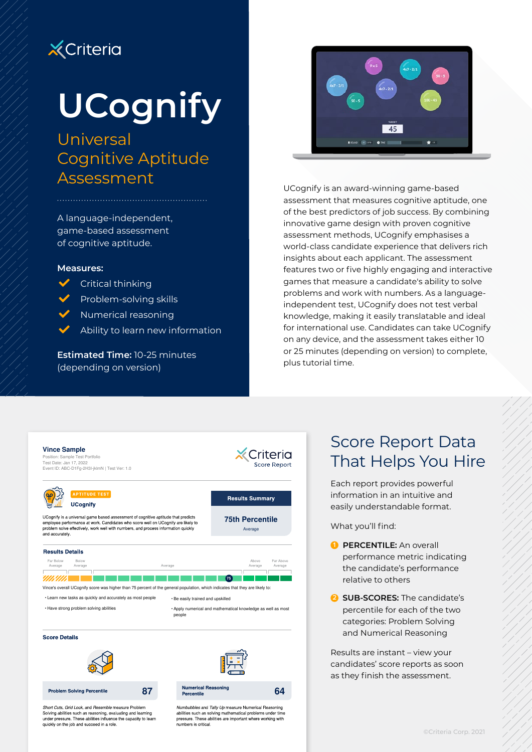Criteria

# UCognify

## Universal Cognitive Aptitude Assessment

A language-independent, game-based assessment of cognitive aptitude.

**Measures:**

- Critical thinking
- Problem-solving skills
- Numerical reasoning
- Ability to learn new information

**Estimated Time:** 10-25 minutes (depending on version)

UCognify is an award-winning game-based assessment that measures cognitive aptitude, one of the best predictors of job success. By combining innovative game design with proven cognitive assessment methods, UCognify emphasises a world-class candidate experience that delivers rich insights about each applicant. The assessment features two or five highly engaging and interactive games that measure a candidate's ability to solve problems and work with numbers. As a language-independent test, UCognify does not test verbal knowledge, making it easily translatable and ideal for international use. Candidates can take UCognify on any device, and the assessment takes either 10 or 25 minutes (depending on version) to complete, plus tutorial time.

**Vince Sample**
Position: Sample Test Portfolio
Test Date: Jan 17, 2022
Event ID: ABC-D1Fg-2H3I-jklmN | Test Ver: 1.0

Criteria Score Report

APTITUDE TEST

**UCognify**

UCognify is a universal game based assessment of cognitive aptitude that predicts employee performance at work. Candidates who score well on UCognify are likely to problem solve effectively, work well with numbers, and process information quickly and accurately.

**Results Summary**

**75th Percentile**
Average

**Results Details**

Far Below Average | Below Average | Average | Above Average | Far Above Average

Vince's overall UCognify score was higher than 75 percent of the general population, which indicates that they are likely to:

- Learn new tasks as quickly and accurately as most people
- Be easily trained and upskilled
- Have strong problem solving abilities
- Apply numerical and mathematical knowledge as well as most people

**Score Details**

| Problem Solving Percentile | 87 |
|---|---|

*Short Cuts*, *Grid Lock*, and *Resemble* measure Problem Solving abilities such as reasoning, evaluating and learning under pressure. These abilities influence the capacity to learn quickly on the job and succeed in a role.

| Numerical Reasoning Percentile | 64 |
|---|---|

*Numbubbles* and *Tally Up* measure Numerical Reasoning abilities such as solving mathematical problems under time pressure. These abilities are important where working with numbers is critical.

## Score Report Data That Helps You Hire

Each report provides powerful information in an intuitive and easily understandable format.

What you'll find:

1. **PERCENTILE:** An overall performance metric indicating the candidate's performance relative to others
2. **SUB-SCORES:** The candidate's percentile for each of the two categories: Problem Solving and Numerical Reasoning

Results are instant – view your candidates' score reports as soon as they finish the assessment.

©Criteria Corp. 2021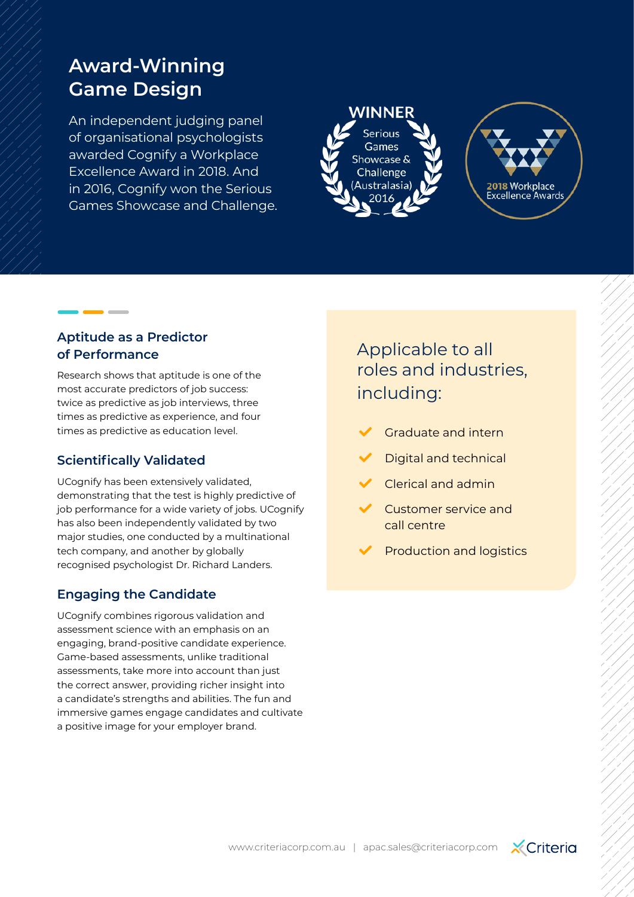## Award-Winning Game Design

An independent judging panel of organisational psychologists awarded Cognify a Workplace Excellence Award in 2018. And in 2016, Cognify won the Serious Games Showcase and Challenge.

WINNER
Serious Games Showcase & Challenge (Australasia) 2016

2018 Workplace Excellence Awards

### Aptitude as a Predictor of Performance

Research shows that aptitude is one of the most accurate predictors of job success: twice as predictive as job interviews, three times as predictive as experience, and four times as predictive as education level.

### Scientifically Validated

UCognify has been extensively validated, demonstrating that the test is highly predictive of job performance for a wide variety of jobs. UCognify has also been independently validated by two major studies, one conducted by a multinational tech company, and another by globally recognised psychologist Dr. Richard Landers.

### Engaging the Candidate

UCognify combines rigorous validation and assessment science with an emphasis on an engaging, brand-positive candidate experience. Game-based assessments, unlike traditional assessments, take more into account than just the correct answer, providing richer insight into a candidate's strengths and abilities. The fun and immersive games engage candidates and cultivate a positive image for your employer brand.

### Applicable to all roles and industries, including:

- Graduate and intern
- Digital and technical
- Clerical and admin
- Customer service and call centre
- Production and logistics

www.criteriacorp.com.au | apac.sales@criteriacorp.com

Criteria